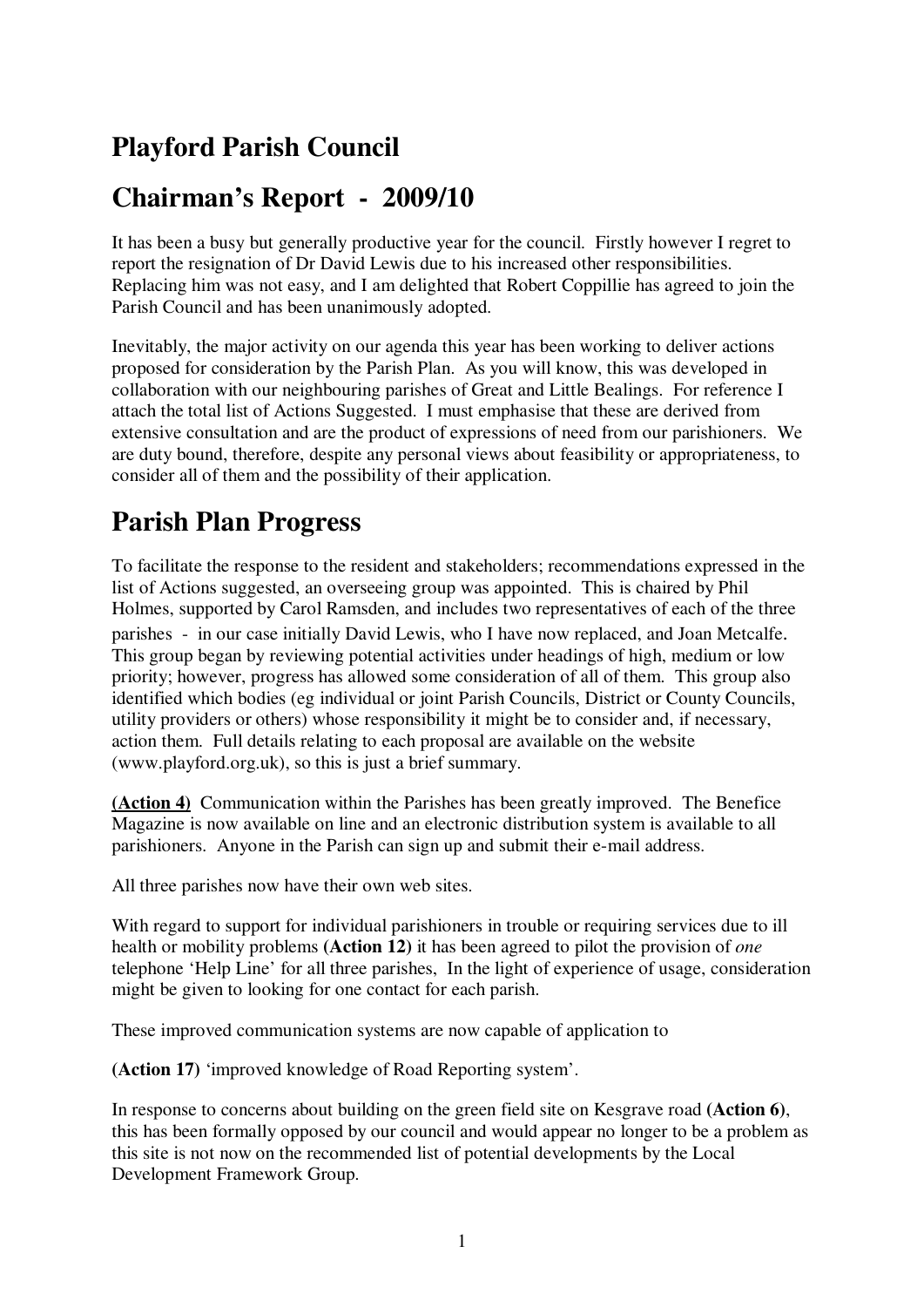# Playford Parish Council

# Chairman's Report - 2009/10

It has been a busy but generally productive year for the council. Firstly however I regret to report the resignation of Dr David Lewis due to his increased other responsibilities. Replacing him was not easy, and I am delighted that Robert Coppillie has agreed to join the Parish Council and has been unanimously adopted.

Inevitably, the major activity on our agenda this year has been working to deliver actions proposed for consideration by the Parish Plan. As you will know, this was developed in collaboration with our neighbouring parishes of Great and Little Bealings. For reference I attach the total list of Actions Suggested. I must emphasise that these are derived from extensive consultation and are the product of expressions of need from our parishioners. We are duty bound, therefore, despite any personal views about feasibility or appropriateness, to consider all of them and the possibility of their application.

## Parish Plan Progress

To facilitate the response to the resident and stakeholders; recommendations expressed in the list of Actions suggested, an overseeing group was appointed. This is chaired by Phil Holmes, supported by Carol Ramsden, and includes two representatives of each of the three parishes - in our case initially David Lewis, who I have now replaced, and Joan Metcalfe. This group began by reviewing potential activities under headings of high, medium or low priority; however, progress has allowed some consideration of all of them. This group also identified which bodies (eg individual or joint Parish Councils, District or County Councils, utility providers or others) whose responsibility it might be to consider and, if necessary, action them. Full details relating to each proposal are available on the website (www.playford.org.uk), so this is just a brief summary.

**(Action 4)** Communication within the Parishes has been greatly improved. The Benefice Magazine is now available on line and an electronic distribution system is available to all parishioners. Anyone in the Parish can sign up and submit their e-mail address.

All three parishes now have their own web sites.

With regard to support for individual parishioners in trouble or requiring services due to ill health or mobility problems **(Action 12)** it has been agreed to pilot the provision of *one* telephone 'Help Line' for all three parishes, In the light of experience of usage, consideration might be given to looking for one contact for each parish.

These improved communication systems are now capable of application to

**(Action 17)** 'improved knowledge of Road Reporting system'.

In response to concerns about building on the green field site on Kesgrave road **(Action 6)**, this has been formally opposed by our council and would appear no longer to be a problem as this site is not now on the recommended list of potential developments by the Local Development Framework Group.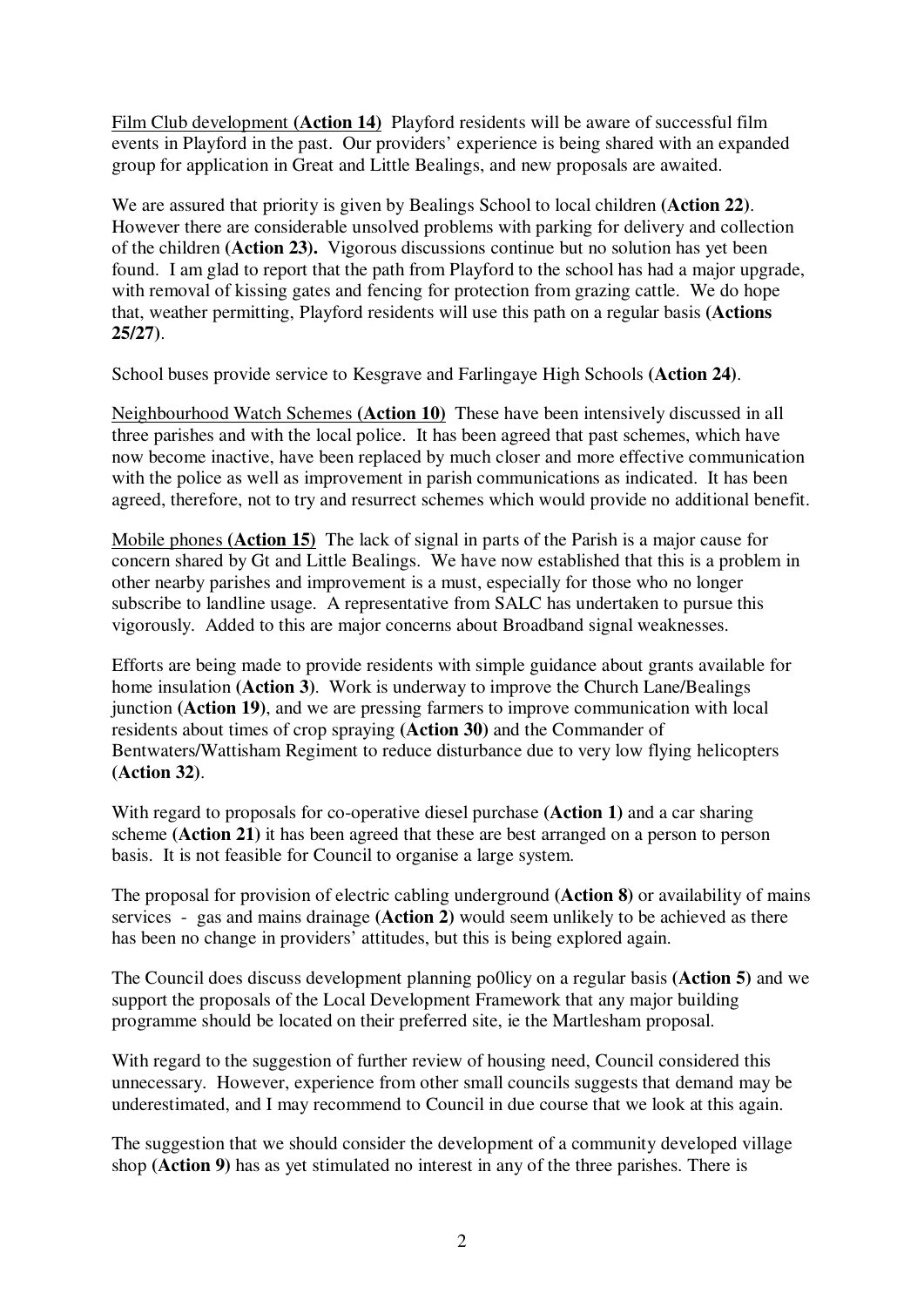<u>Film Club development</u> **(Action 14)** Playford residents will be aware of successful film events in Playford in the past. Our providers' experience is being shared with an expanded group for application in Great and Little Bealings, and new proposals are awaited.

We are assured that priority is given by Bealings School to local children **(Action 22)**. However there are considerable unsolved problems with parking for delivery and collection of the children **(Action 23).** Vigorous discussions continue but no solution has yet been found. I am glad to report that the path from Playford to the school has had a major upgrade, with removal of kissing gates and fencing for protection from grazing cattle. We do hope that, weather permitting, Playford residents will use this path on a regular basis **(Actions 25/27)**.

School buses provide service to Kesgrave and Farlingaye High Schools **(Action 24)**.

<u>Neighbourhood Watch Schemes</u> **(Action 10)** These have been intensively discussed in all three parishes and with the local police. It has been agreed that past schemes, which have now become inactive, have been replaced by much closer and more effective communication with the police as well as improvement in parish communications as indicated. It has been agreed, therefore, not to try and resurrect schemes which would provide no additional benefit.

<u>Mobile phones</u> **(Action 15)** The lack of signal in parts of the Parish is a major cause for concern shared by Gt and Little Bealings. We have now established that this is a problem in other nearby parishes and improvement is a must, especially for those who no longer subscribe to landline usage. A representative from SALC has undertaken to pursue this vigorously. Added to this are major concerns about Broadband signal weaknesses.

Efforts are being made to provide residents with simple guidance about grants available for home insulation **(Action 3)**. Work is underway to improve the Church Lane/Bealings junction **(Action 19)**, and we are pressing farmers to improve communication with local residents about times of crop spraying **(Action 30)** and the Commander of Bentwaters/Wattisham Regiment to reduce disturbance due to very low flying helicopters **(Action 32)**.

With regard to proposals for co-operative diesel purchase **(Action 1)** and a car sharing scheme **(Action 21)** it has been agreed that these are best arranged on a person to person basis. It is not feasible for Council to organise a large system.

The proposal for provision of electric cabling underground **(Action 8)** or availability of mains services - gas and mains drainage **(Action 2)** would seem unlikely to be achieved as there has been no change in providers' attitudes, but this is being explored again.

The Council does discuss development planning po0licy on a regular basis **(Action 5)** and we support the proposals of the Local Development Framework that any major building programme should be located on their preferred site, ie the Martlesham proposal.

With regard to the suggestion of further review of housing need, Council considered this unnecessary. However, experience from other small councils suggests that demand may be underestimated, and I may recommend to Council in due course that we look at this again.

The suggestion that we should consider the development of a community developed village shop **(Action 9)** has as yet stimulated no interest in any of the three parishes. There is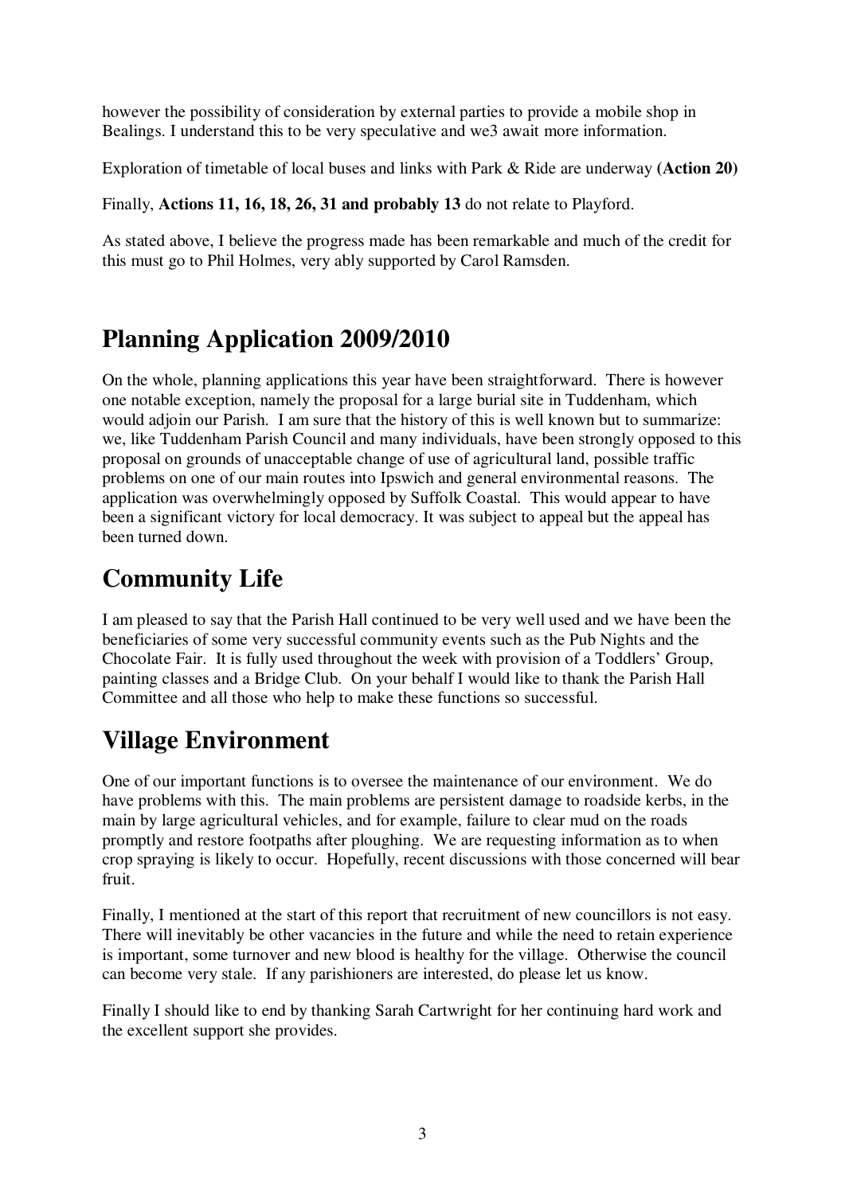however the possibility of consideration by external parties to provide a mobile shop in Bealings. I understand this to be very speculative and we3 await more information.

Exploration of timetable of local buses and links with Park & Ride are underway **(Action 20)**

Finally, **Actions 11, 16, 18, 26, 31 and probably 13** do not relate to Playford.

As stated above, I believe the progress made has been remarkable and much of the credit for this must go to Phil Holmes, very ably supported by Carol Ramsden.

# Planning Application 2009/2010

On the whole, planning applications this year have been straightforward. There is however one notable exception, namely the proposal for a large burial site in Tuddenham, which would adjoin our Parish. I am sure that the history of this is well known but to summarize: we, like Tuddenham Parish Council and many individuals, have been strongly opposed to this proposal on grounds of unacceptable change of use of agricultural land, possible traffic problems on one of our main routes into Ipswich and general environmental reasons. The application was overwhelmingly opposed by Suffolk Coastal. This would appear to have been a significant victory for local democracy. It was subject to appeal but the appeal has been turned down.

# Community Life

I am pleased to say that the Parish Hall continued to be very well used and we have been the beneficiaries of some very successful community events such as the Pub Nights and the Chocolate Fair. It is fully used throughout the week with provision of a Toddlers' Group, painting classes and a Bridge Club. On your behalf I would like to thank the Parish Hall Committee and all those who help to make these functions so successful.

# Village Environment

One of our important functions is to oversee the maintenance of our environment. We do have problems with this. The main problems are persistent damage to roadside kerbs, in the main by large agricultural vehicles, and for example, failure to clear mud on the roads promptly and restore footpaths after ploughing. We are requesting information as to when crop spraying is likely to occur. Hopefully, recent discussions with those concerned will bear fruit.

Finally, I mentioned at the start of this report that recruitment of new councillors is not easy. There will inevitably be other vacancies in the future and while the need to retain experience is important, some turnover and new blood is healthy for the village. Otherwise the council can become very stale. If any parishioners are interested, do please let us know.

Finally I should like to end by thanking Sarah Cartwright for her continuing hard work and the excellent support she provides.